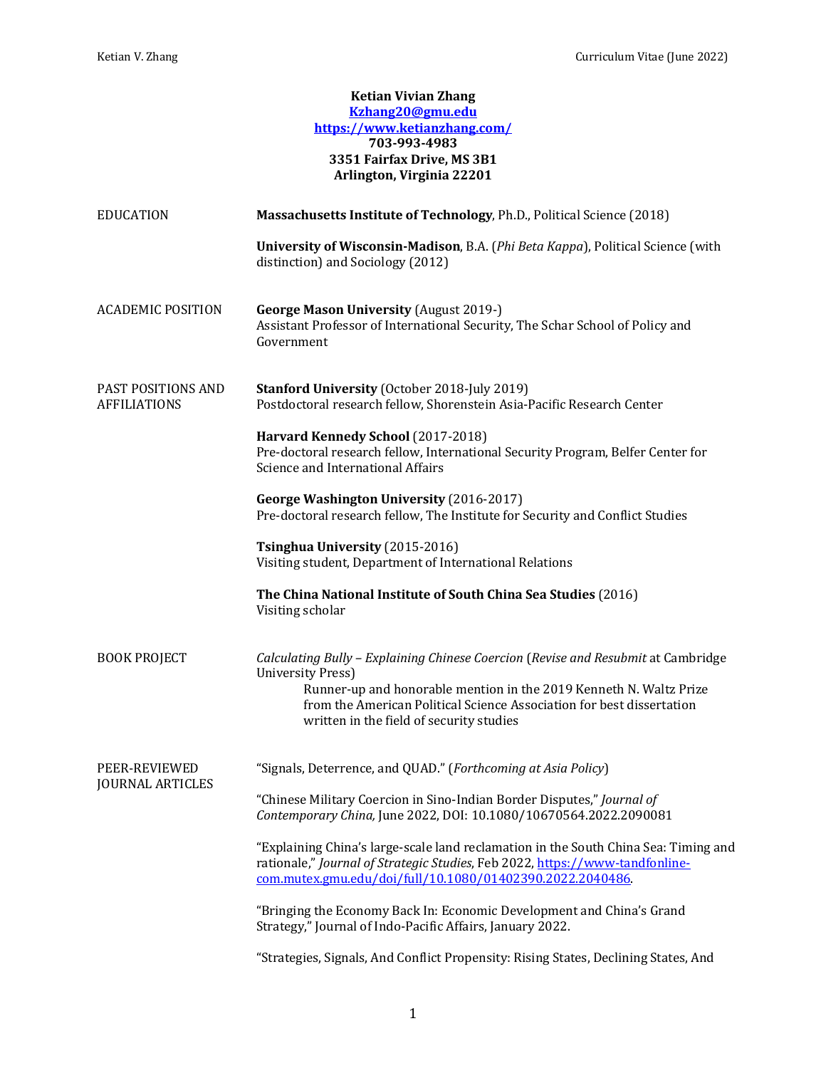**Ketian Vivian Zhang**
**[Kzhang20@gmu.edu](mailto:Kzhang20@gmu.edu)**
**[https://www.ketianzhang.com/](https://www.ketianzhang.com/)**
**703-993-4983**
**3351 Fairfax Drive, MS 3B1**
**Arlington, Virginia 22201**

## EDUCATION

**Massachusetts Institute of Technology**, Ph.D., Political Science (2018)

**University of Wisconsin-Madison**, B.A. (*Phi Beta Kappa*), Political Science (with distinction) and Sociology (2012)

## ACADEMIC POSITION

**George Mason University** (August 2019-)
Assistant Professor of International Security, The Schar School of Policy and Government

## PAST POSITIONS AND AFFILIATIONS

**Stanford University** (October 2018-July 2019)
Postdoctoral research fellow, Shorenstein Asia-Pacific Research Center

**Harvard Kennedy School** (2017-2018)
Pre-doctoral research fellow, International Security Program, Belfer Center for Science and International Affairs

**George Washington University** (2016-2017)
Pre-doctoral research fellow, The Institute for Security and Conflict Studies

**Tsinghua University** (2015-2016)
Visiting student, Department of International Relations

**The China National Institute of South China Sea Studies** (2016)
Visiting scholar

## BOOK PROJECT

*Calculating Bully – Explaining Chinese Coercion* (*Revise and Resubmit* at Cambridge University Press)

Runner-up and honorable mention in the 2019 Kenneth N. Waltz Prize from the American Political Science Association for best dissertation written in the field of security studies

## PEER-REVIEWED JOURNAL ARTICLES

"Signals, Deterrence, and QUAD." (*Forthcoming at Asia Policy*)

"Chinese Military Coercion in Sino-Indian Border Disputes," *Journal of Contemporary China,* June 2022, DOI: 10.1080/10670564.2022.2090081

"Explaining China's large-scale land reclamation in the South China Sea: Timing and rationale," *Journal of Strategic Studies*, Feb 2022, [https://www-tandfonline-com.mutex.gmu.edu/doi/full/10.1080/01402390.2022.2040486](https://www-tandfonline-com.mutex.gmu.edu/doi/full/10.1080/01402390.2022.2040486).

"Bringing the Economy Back In: Economic Development and China's Grand Strategy," Journal of Indo-Pacific Affairs, January 2022.

"Strategies, Signals, And Conflict Propensity: Rising States, Declining States, And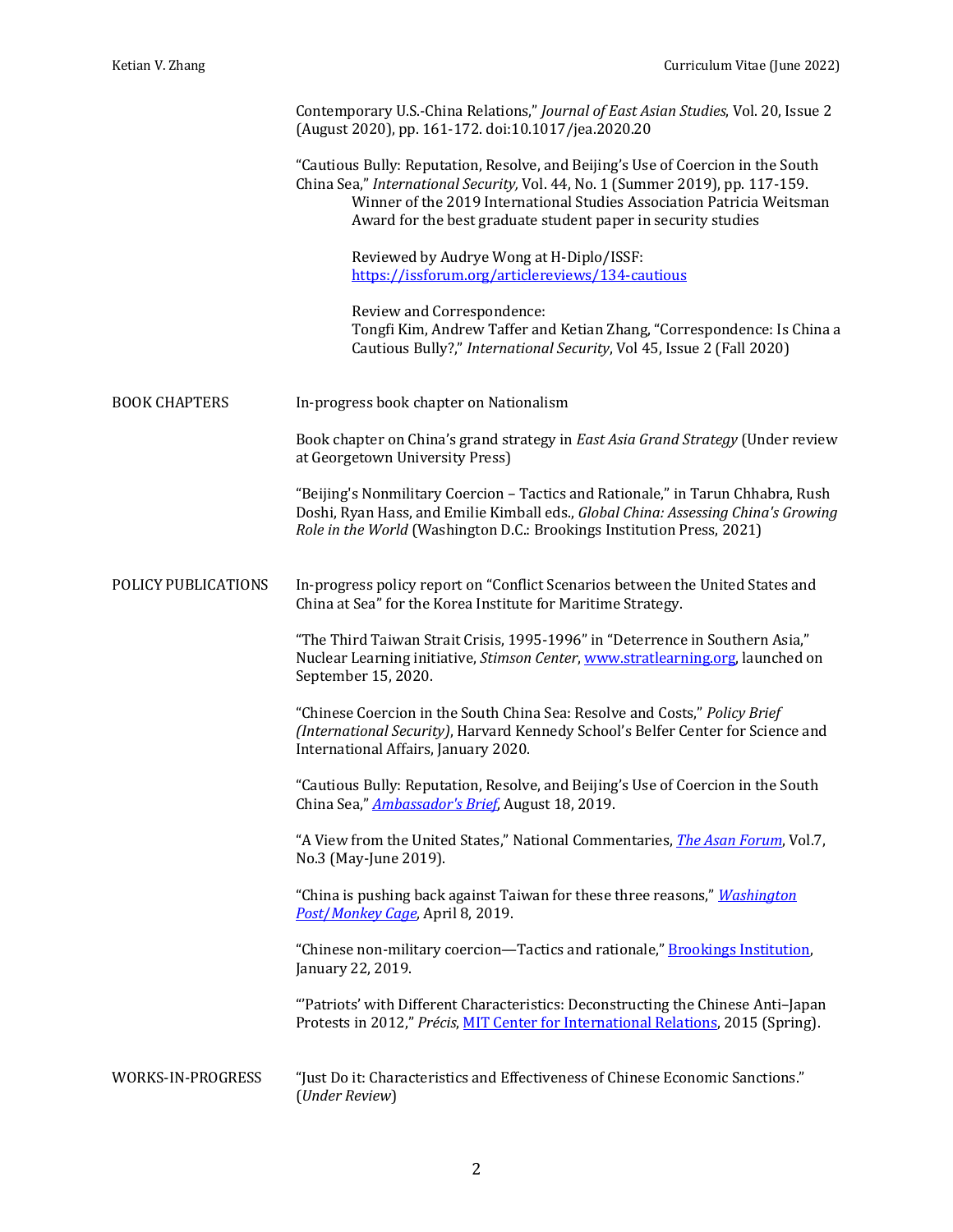Contemporary U.S.-China Relations," *Journal of East Asian Studies*, Vol. 20, Issue 2 (August 2020), pp. 161-172. doi:10.1017/jea.2020.20

"Cautious Bully: Reputation, Resolve, and Beijing's Use of Coercion in the South China Sea," *International Security,* Vol. 44, No. 1 (Summer 2019), pp. 117-159.
Winner of the 2019 International Studies Association Patricia Weitsman Award for the best graduate student paper in security studies

Reviewed by Audrye Wong at H-Diplo/ISSF: [https://issforum.org/articlereviews/134-cautious](https://issforum.org/articlereviews/134-cautious)

Review and Correspondence:
Tongfi Kim, Andrew Taffer and Ketian Zhang, "Correspondence: Is China a Cautious Bully?," *International Security*, Vol 45, Issue 2 (Fall 2020)

## BOOK CHAPTERS

In-progress book chapter on Nationalism

Book chapter on China's grand strategy in *East Asia Grand Strategy* (Under review at Georgetown University Press)

"Beijing's Nonmilitary Coercion – Tactics and Rationale," in Tarun Chhabra, Rush Doshi, Ryan Hass, and Emilie Kimball eds., *Global China: Assessing China's Growing Role in the World* (Washington D.C.: Brookings Institution Press, 2021)

## POLICY PUBLICATIONS

In-progress policy report on "Conflict Scenarios between the United States and China at Sea" for the Korea Institute for Maritime Strategy.

"The Third Taiwan Strait Crisis, 1995-1996" in "Deterrence in Southern Asia," Nuclear Learning initiative, *Stimson Center*, [www.stratlearning.org](www.stratlearning.org), launched on September 15, 2020.

"Chinese Coercion in the South China Sea: Resolve and Costs," *Policy Brief (International Security)*, Harvard Kennedy School's Belfer Center for Science and International Affairs, January 2020.

"Cautious Bully: Reputation, Resolve, and Beijing's Use of Coercion in the South China Sea," *Ambassador's Brief*, August 18, 2019.

"A View from the United States," National Commentaries, *The Asan Forum*, Vol.7, No.3 (May-June 2019).

"China is pushing back against Taiwan for these three reasons," *Washington Post/Monkey Cage*, April 8, 2019.

"Chinese non-military coercion—Tactics and rationale," Brookings Institution, January 22, 2019.

"'Patriots' with Different Characteristics: Deconstructing the Chinese Anti–Japan Protests in 2012," *Précis*, MIT Center for International Relations, 2015 (Spring).

## WORKS-IN-PROGRESS

"Just Do it: Characteristics and Effectiveness of Chinese Economic Sanctions." (*Under Review*)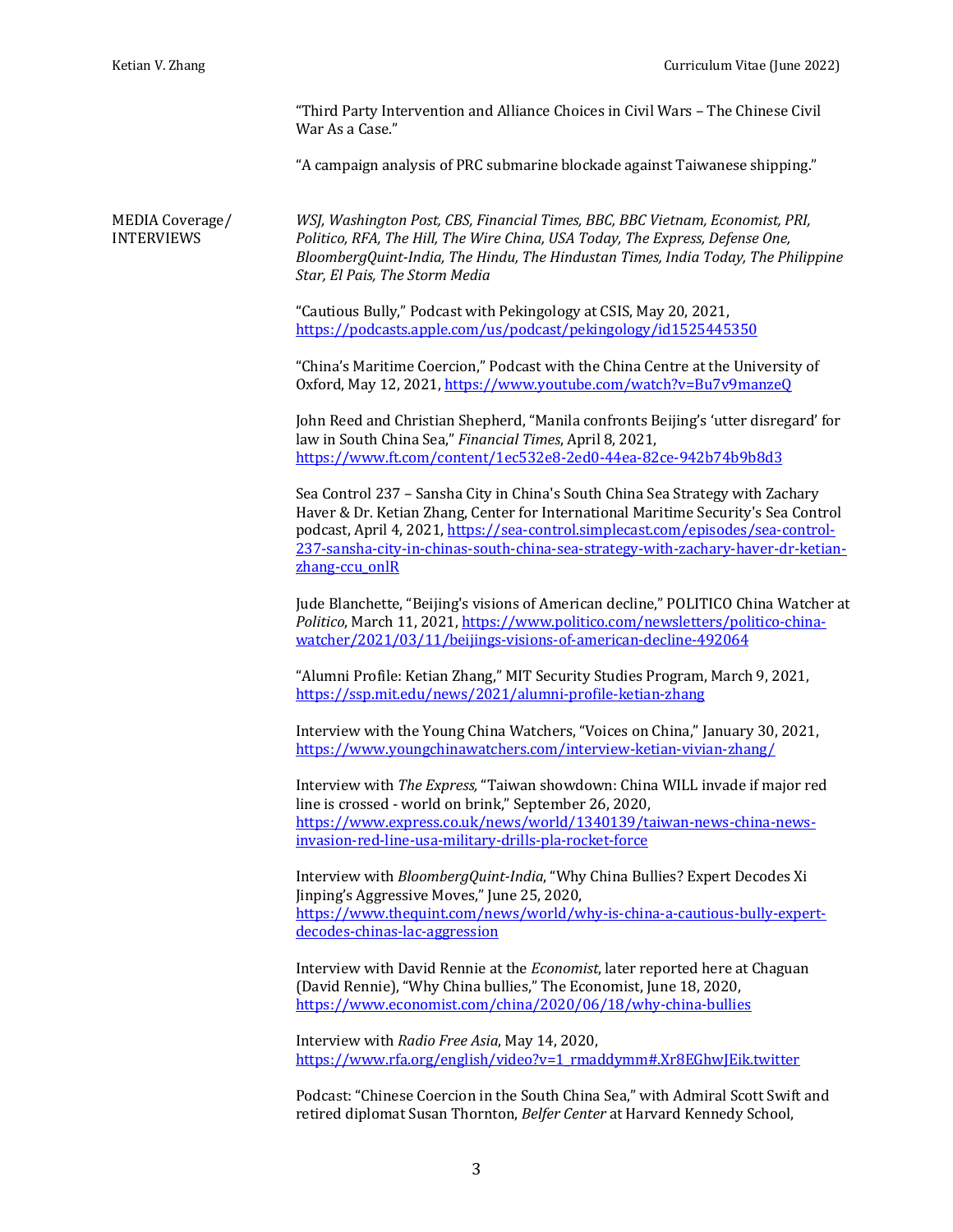"Third Party Intervention and Alliance Choices in Civil Wars – The Chinese Civil War As a Case."

"A campaign analysis of PRC submarine blockade against Taiwanese shipping."

## MEDIA Coverage/ INTERVIEWS

*WSJ, Washington Post, CBS, Financial Times, BBC, BBC Vietnam, Economist, PRI, Politico, RFA, The Hill, The Wire China, USA Today, The Express, Defense One, BloombergQuint-India, The Hindu, The Hindustan Times, India Today, The Philippine Star, El Pais, The Storm Media*

"Cautious Bully," Podcast with Pekingology at CSIS, May 20, 2021, https://podcasts.apple.com/us/podcast/pekingology/id1525445350

"China's Maritime Coercion," Podcast with the China Centre at the University of Oxford, May 12, 2021, https://www.youtube.com/watch?v=Bu7v9manzeQ

John Reed and Christian Shepherd, "Manila confronts Beijing's 'utter disregard' for law in South China Sea," *Financial Times*, April 8, 2021, https://www.ft.com/content/1ec532e8-2ed0-44ea-82ce-942b74b9b8d3

Sea Control 237 – Sansha City in China's South China Sea Strategy with Zachary Haver & Dr. Ketian Zhang, Center for International Maritime Security's Sea Control podcast, April 4, 2021, https://sea-control.simplecast.com/episodes/sea-control-237-sansha-city-in-chinas-south-china-sea-strategy-with-zachary-haver-dr-ketian-zhang-ccu_onlR

Jude Blanchette, "Beijing's visions of American decline," POLITICO China Watcher at *Politico*, March 11, 2021, https://www.politico.com/newsletters/politico-china-watcher/2021/03/11/beijings-visions-of-american-decline-492064

"Alumni Profile: Ketian Zhang," MIT Security Studies Program, March 9, 2021, https://ssp.mit.edu/news/2021/alumni-profile-ketian-zhang

Interview with the Young China Watchers, "Voices on China," January 30, 2021, https://www.youngchinawatchers.com/interview-ketian-vivian-zhang/

Interview with *The Express,* "Taiwan showdown: China WILL invade if major red line is crossed - world on brink," September 26, 2020, https://www.express.co.uk/news/world/1340139/taiwan-news-china-news-invasion-red-line-usa-military-drills-pla-rocket-force

Interview with *BloombergQuint-India*, "Why China Bullies? Expert Decodes Xi Jinping's Aggressive Moves," June 25, 2020, https://www.thequint.com/news/world/why-is-china-a-cautious-bully-expert-decodes-chinas-lac-aggression

Interview with David Rennie at the *Economist,* later reported here at Chaguan (David Rennie), "Why China bullies," The Economist, June 18, 2020, https://www.economist.com/china/2020/06/18/why-china-bullies

Interview with *Radio Free Asia*, May 14, 2020, https://www.rfa.org/english/video?v=1_rmaddymm#.Xr8EGhwJEik.twitter

Podcast: "Chinese Coercion in the South China Sea," with Admiral Scott Swift and retired diplomat Susan Thornton, *Belfer Center* at Harvard Kennedy School,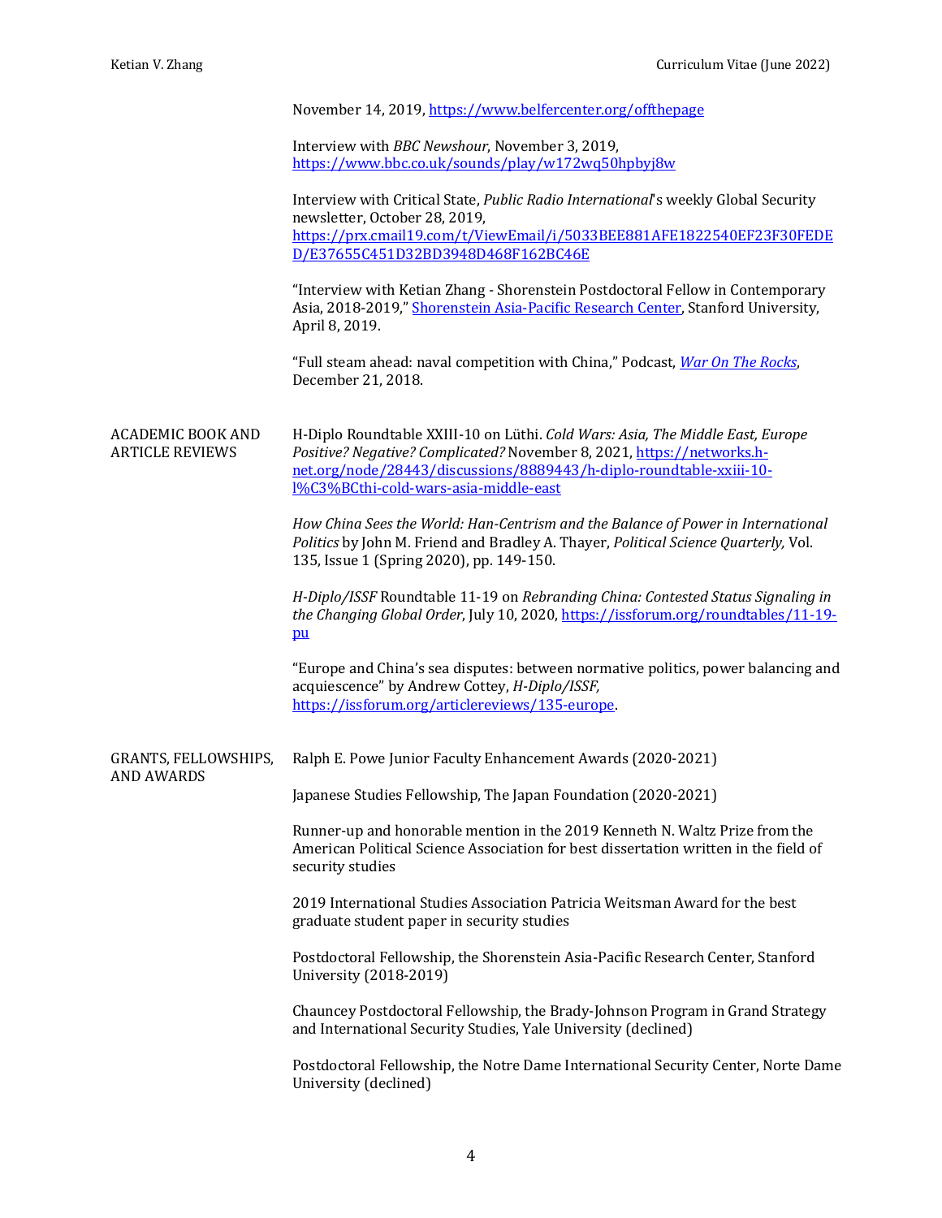November 14, 2019, https://www.belfercenter.org/offthepage

Interview with *BBC Newshour*, November 3, 2019, https://www.bbc.co.uk/sounds/play/w172wq50hpbyj8w

Interview with Critical State, *Public Radio International*'s weekly Global Security newsletter, October 28, 2019, https://prx.cmail19.com/t/ViewEmail/i/5033BEE881AFE1822540EF23F30FEDED/E37655C451D32BD3948D468F162BC46E

"Interview with Ketian Zhang - Shorenstein Postdoctoral Fellow in Contemporary Asia, 2018-2019," Shorenstein Asia-Pacific Research Center, Stanford University, April 8, 2019.

"Full steam ahead: naval competition with China," Podcast, *War On The Rocks*, December 21, 2018.

## ACADEMIC BOOK AND ARTICLE REVIEWS

H-Diplo Roundtable XXIII-10 on Lüthi. *Cold Wars: Asia, The Middle East, Europe Positive? Negative? Complicated?* November 8, 2021, https://networks.h-net.org/node/28443/discussions/8889443/h-diplo-roundtable-xxiii-10-l%C3%BCthi-cold-wars-asia-middle-east

*How China Sees the World: Han-Centrism and the Balance of Power in International Politics* by John M. Friend and Bradley A. Thayer, *Political Science Quarterly,* Vol. 135, Issue 1 (Spring 2020), pp. 149-150.

*H-Diplo/ISSF* Roundtable 11-19 on *Rebranding China: Contested Status Signaling in the Changing Global Order*, July 10, 2020, https://issforum.org/roundtables/11-19-pu

"Europe and China's sea disputes: between normative politics, power balancing and acquiescence" by Andrew Cottey, *H-Diplo/ISSF,* https://issforum.org/articlereviews/135-europe.

## GRANTS, FELLOWSHIPS, AND AWARDS

Ralph E. Powe Junior Faculty Enhancement Awards (2020-2021)

Japanese Studies Fellowship, The Japan Foundation (2020-2021)

Runner-up and honorable mention in the 2019 Kenneth N. Waltz Prize from the American Political Science Association for best dissertation written in the field of security studies

2019 International Studies Association Patricia Weitsman Award for the best graduate student paper in security studies

Postdoctoral Fellowship, the Shorenstein Asia-Pacific Research Center, Stanford University (2018-2019)

Chauncey Postdoctoral Fellowship, the Brady-Johnson Program in Grand Strategy and International Security Studies, Yale University (declined)

Postdoctoral Fellowship, the Notre Dame International Security Center, Norte Dame University (declined)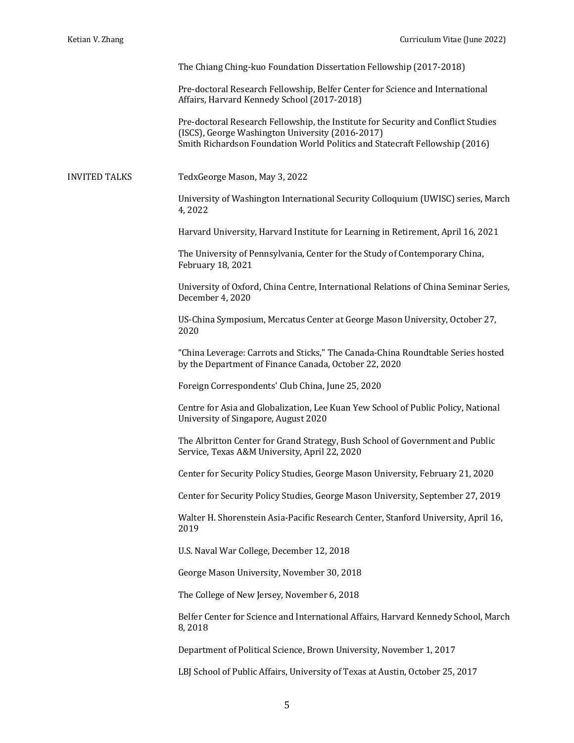The Chiang Ching-kuo Foundation Dissertation Fellowship (2017-2018)

Pre-doctoral Research Fellowship, Belfer Center for Science and International Affairs, Harvard Kennedy School (2017-2018)

Pre-doctoral Research Fellowship, the Institute for Security and Conflict Studies (ISCS), George Washington University (2016-2017)
Smith Richardson Foundation World Politics and Statecraft Fellowship (2016)

## INVITED TALKS

TedxGeorge Mason, May 3, 2022

University of Washington International Security Colloquium (UWISC) series, March 4, 2022

Harvard University, Harvard Institute for Learning in Retirement, April 16, 2021

The University of Pennsylvania, Center for the Study of Contemporary China, February 18, 2021

University of Oxford, China Centre, International Relations of China Seminar Series, December 4, 2020

US-China Symposium, Mercatus Center at George Mason University, October 27, 2020

"China Leverage: Carrots and Sticks," The Canada-China Roundtable Series hosted by the Department of Finance Canada, October 22, 2020

Foreign Correspondents' Club China, June 25, 2020

Centre for Asia and Globalization, Lee Kuan Yew School of Public Policy, National University of Singapore, August 2020

The Albritton Center for Grand Strategy, Bush School of Government and Public Service, Texas A&M University, April 22, 2020

Center for Security Policy Studies, George Mason University, February 21, 2020

Center for Security Policy Studies, George Mason University, September 27, 2019

Walter H. Shorenstein Asia-Pacific Research Center, Stanford University, April 16, 2019

U.S. Naval War College, December 12, 2018

George Mason University, November 30, 2018

The College of New Jersey, November 6, 2018

Belfer Center for Science and International Affairs, Harvard Kennedy School, March 8, 2018

Department of Political Science, Brown University, November 1, 2017

LBJ School of Public Affairs, University of Texas at Austin, October 25, 2017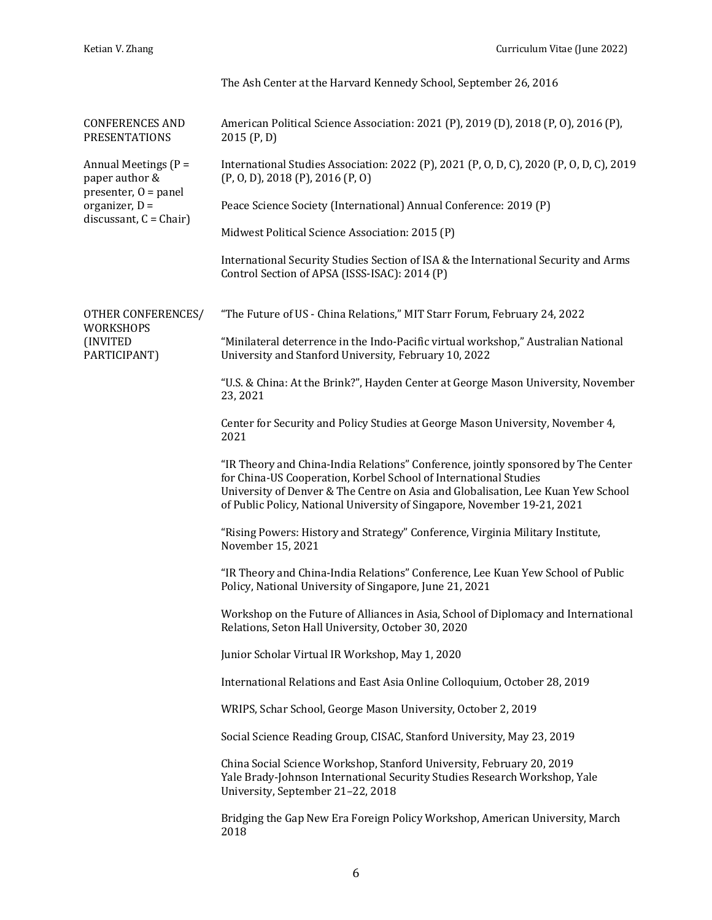The Ash Center at the Harvard Kennedy School, September 26, 2016

## CONFERENCES AND PRESENTATIONS

Annual Meetings (P = paper author & presenter, O = panel organizer, D = discussant, C = Chair)

American Political Science Association: 2021 (P), 2019 (D), 2018 (P, O), 2016 (P), 2015 (P, D)

International Studies Association: 2022 (P), 2021 (P, O, D, C), 2020 (P, O, D, C), 2019 (P, O, D), 2018 (P), 2016 (P, O)

Peace Science Society (International) Annual Conference: 2019 (P)

Midwest Political Science Association: 2015 (P)

International Security Studies Section of ISA & the International Security and Arms Control Section of APSA (ISSS-ISAC): 2014 (P)

## OTHER CONFERENCES/ WORKSHOPS (INVITED PARTICIPANT)

"The Future of US - China Relations," MIT Starr Forum, February 24, 2022

"Minilateral deterrence in the Indo-Pacific virtual workshop," Australian National University and Stanford University, February 10, 2022

"U.S. & China: At the Brink?", Hayden Center at George Mason University, November 23, 2021

Center for Security and Policy Studies at George Mason University, November 4, 2021

"IR Theory and China-India Relations" Conference, jointly sponsored by The Center for China-US Cooperation, Korbel School of International Studies University of Denver & The Centre on Asia and Globalisation, Lee Kuan Yew School of Public Policy, National University of Singapore, November 19-21, 2021

"Rising Powers: History and Strategy" Conference, Virginia Military Institute, November 15, 2021

"IR Theory and China-India Relations" Conference, Lee Kuan Yew School of Public Policy, National University of Singapore, June 21, 2021

Workshop on the Future of Alliances in Asia, School of Diplomacy and International Relations, Seton Hall University, October 30, 2020

Junior Scholar Virtual IR Workshop, May 1, 2020

International Relations and East Asia Online Colloquium, October 28, 2019

WRIPS, Schar School, George Mason University, October 2, 2019

Social Science Reading Group, CISAC, Stanford University, May 23, 2019

China Social Science Workshop, Stanford University, February 20, 2019

Yale Brady-Johnson International Security Studies Research Workshop, Yale University, September 21–22, 2018

Bridging the Gap New Era Foreign Policy Workshop, American University, March 2018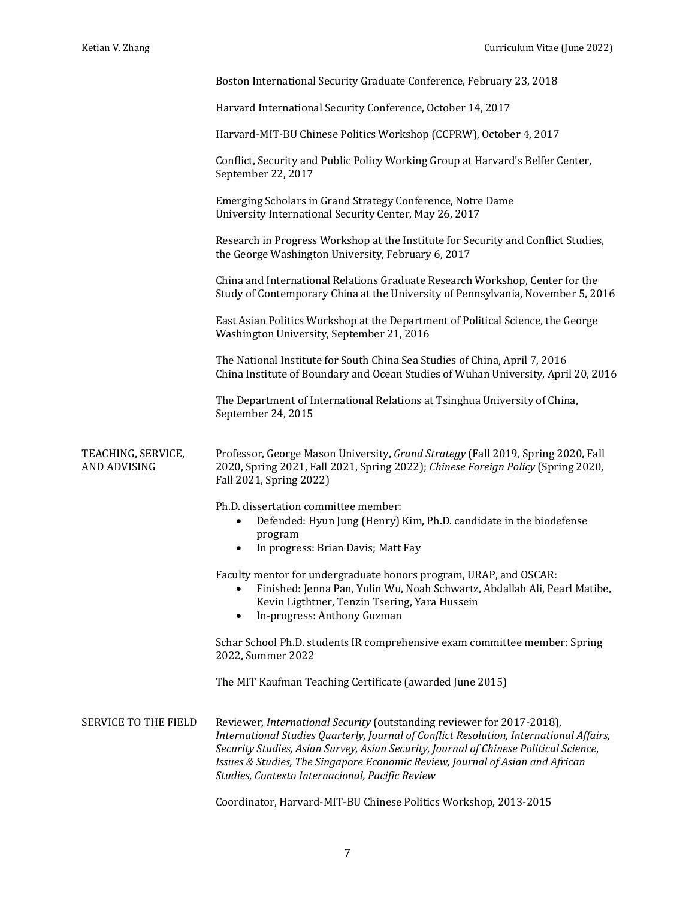Boston International Security Graduate Conference, February 23, 2018

Harvard International Security Conference, October 14, 2017

Harvard-MIT-BU Chinese Politics Workshop (CCPRW), October 4, 2017

Conflict, Security and Public Policy Working Group at Harvard's Belfer Center, September 22, 2017

Emerging Scholars in Grand Strategy Conference, Notre Dame University International Security Center, May 26, 2017

Research in Progress Workshop at the Institute for Security and Conflict Studies, the George Washington University, February 6, 2017

China and International Relations Graduate Research Workshop, Center for the Study of Contemporary China at the University of Pennsylvania, November 5, 2016

East Asian Politics Workshop at the Department of Political Science, the George Washington University, September 21, 2016

The National Institute for South China Sea Studies of China, April 7, 2016
China Institute of Boundary and Ocean Studies of Wuhan University, April 20, 2016

The Department of International Relations at Tsinghua University of China, September 24, 2015

## TEACHING, SERVICE, AND ADVISING

Professor, George Mason University, *Grand Strategy* (Fall 2019, Spring 2020, Fall 2020, Spring 2021, Fall 2021, Spring 2022); *Chinese Foreign Policy* (Spring 2020, Fall 2021, Spring 2022)

Ph.D. dissertation committee member:

- Defended: Hyun Jung (Henry) Kim, Ph.D. candidate in the biodefense program
- In progress: Brian Davis; Matt Fay

Faculty mentor for undergraduate honors program, URAP, and OSCAR:

- Finished: Jenna Pan, Yulin Wu, Noah Schwartz, Abdallah Ali, Pearl Matibe, Kevin Ligthtner, Tenzin Tsering, Yara Hussein
- In-progress: Anthony Guzman

Schar School Ph.D. students IR comprehensive exam committee member: Spring 2022, Summer 2022

The MIT Kaufman Teaching Certificate (awarded June 2015)

## SERVICE TO THE FIELD

Reviewer, *International Security* (outstanding reviewer for 2017-2018), *International Studies Quarterly, Journal of Conflict Resolution, International Affairs, Security Studies, Asian Survey, Asian Security, Journal of Chinese Political Science, Issues & Studies, The Singapore Economic Review, Journal of Asian and African Studies, Contexto Internacional, Pacific Review*

Coordinator, Harvard-MIT-BU Chinese Politics Workshop, 2013-2015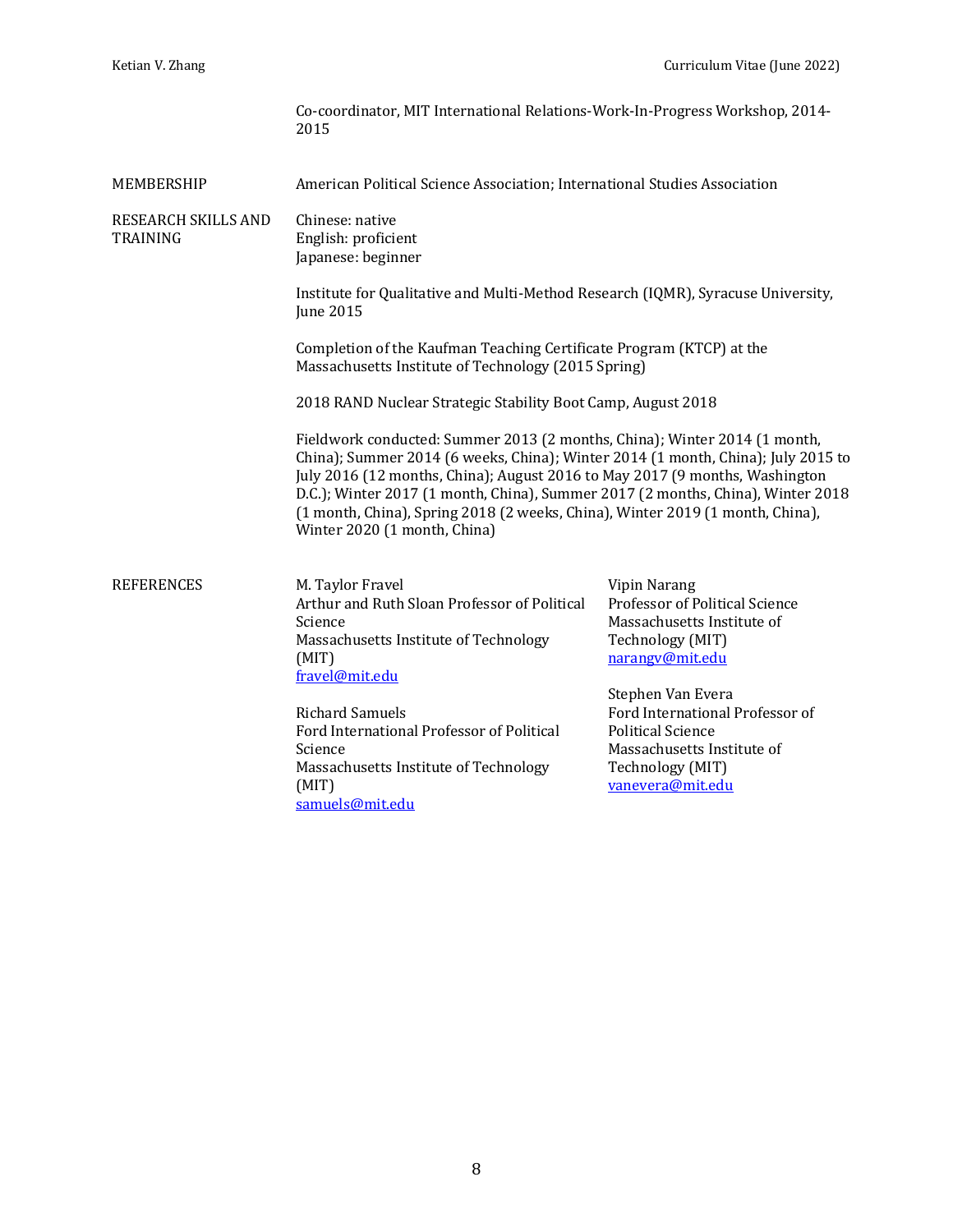Co-coordinator, MIT International Relations-Work-In-Progress Workshop, 2014-2015

## MEMBERSHIP

American Political Science Association; International Studies Association

## RESEARCH SKILLS AND TRAINING

Chinese: native
English: proficient
Japanese: beginner

Institute for Qualitative and Multi-Method Research (IQMR), Syracuse University, June 2015

Completion of the Kaufman Teaching Certificate Program (KTCP) at the Massachusetts Institute of Technology (2015 Spring)

2018 RAND Nuclear Strategic Stability Boot Camp, August 2018

Fieldwork conducted: Summer 2013 (2 months, China); Winter 2014 (1 month, China); Summer 2014 (6 weeks, China); Winter 2014 (1 month, China); July 2015 to July 2016 (12 months, China); August 2016 to May 2017 (9 months, Washington D.C.); Winter 2017 (1 month, China), Summer 2017 (2 months, China), Winter 2018 (1 month, China), Spring 2018 (2 weeks, China), Winter 2019 (1 month, China), Winter 2020 (1 month, China)

## REFERENCES

M. Taylor Fravel
Arthur and Ruth Sloan Professor of Political Science
Massachusetts Institute of Technology (MIT)
fravel@mit.edu

Richard Samuels
Ford International Professor of Political Science
Massachusetts Institute of Technology (MIT)
samuels@mit.edu

Vipin Narang
Professor of Political Science
Massachusetts Institute of Technology (MIT)
narangv@mit.edu

Stephen Van Evera
Ford International Professor of Political Science
Massachusetts Institute of Technology (MIT)
vanevera@mit.edu